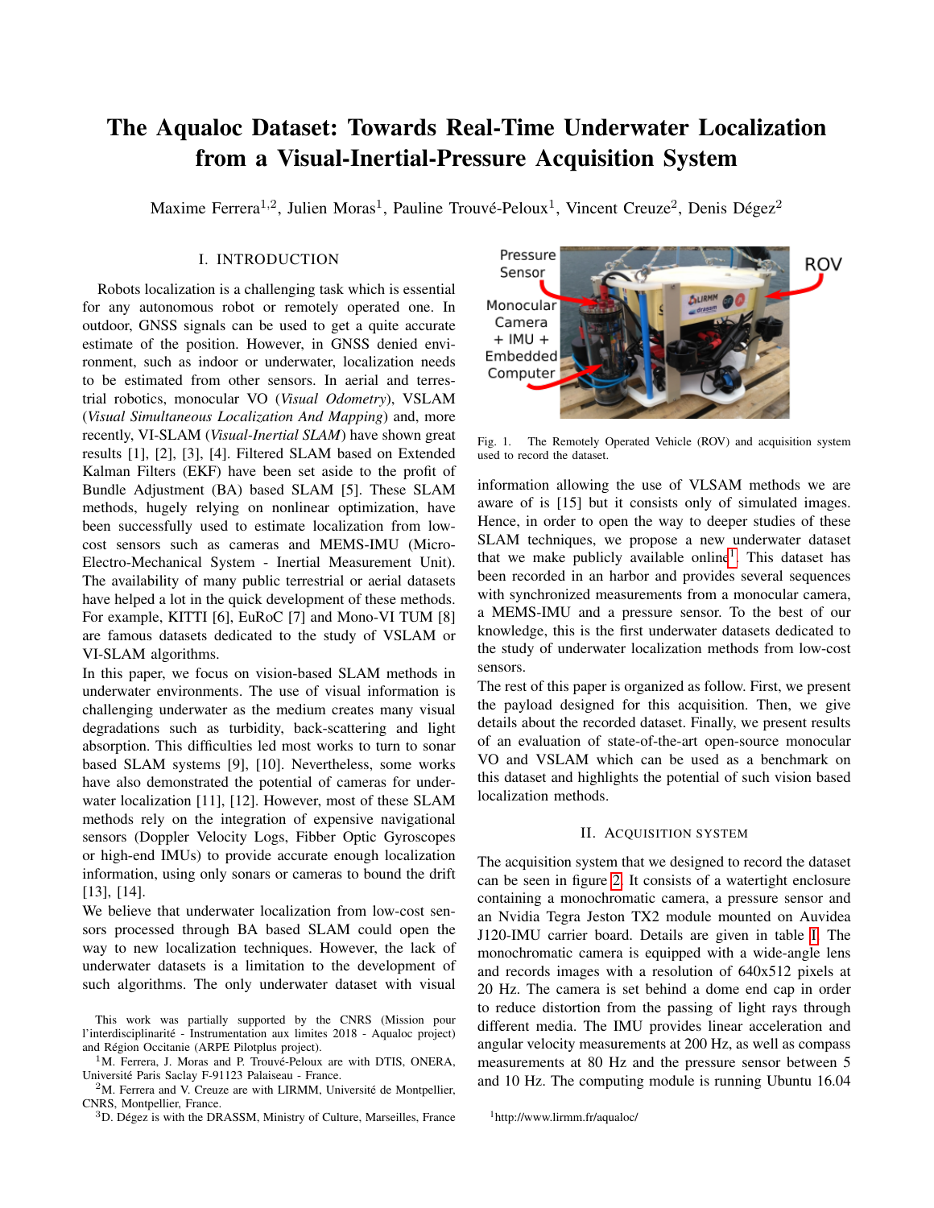# The Aqualoc Dataset: Towards Real-Time Underwater Localization from a Visual-Inertial-Pressure Acquisition System

Maxime Ferrera[1,2], Julien Moras[1], Pauline Trouvé-Peloux[1], Vincent Creuze[2], Denis Dégez[2]

## I. INTRODUCTION

Robots localization is a challenging task which is essential for any autonomous robot or remotely operated one. In outdoor, GNSS signals can be used to get a quite accurate estimate of the position. However, in GNSS denied environment, such as indoor or underwater, localization needs to be estimated from other sensors. In aerial and terrestrial robotics, monocular VO (*Visual Odometry*), VSLAM (*Visual Simultaneous Localization And Mapping*) and, more recently, VI-SLAM (*Visual-Inertial SLAM*) have shown great results [1], [2], [3], [4]. Filtered SLAM based on Extended Kalman Filters (EKF) have been set aside to the profit of Bundle Adjustment (BA) based SLAM [5]. These SLAM methods, hugely relying on nonlinear optimization, have been successfully used to estimate localization from low-cost sensors such as cameras and MEMS-IMU (Micro-Electro-Mechanical System - Inertial Measurement Unit). The availability of many public terrestrial or aerial datasets have helped a lot in the quick development of these methods. For example, KITTI [6], EuRoC [7] and Mono-VI TUM [8] are famous datasets dedicated to the study of VSLAM or VI-SLAM algorithms.

In this paper, we focus on vision-based SLAM methods in underwater environments. The use of visual information is challenging underwater as the medium creates many visual degradations such as turbidity, back-scattering and light absorption. This difficulties led most works to turn to sonar based SLAM systems [9], [10]. Nevertheless, some works have also demonstrated the potential of cameras for underwater localization [11], [12]. However, most of these SLAM methods rely on the integration of expensive navigational sensors (Doppler Velocity Logs, Fibber Optic Gyroscopes or high-end IMUs) to provide accurate enough localization information, using only sonars or cameras to bound the drift [13], [14].

We believe that underwater localization from low-cost sensors processed through BA based SLAM could open the way to new localization techniques. However, the lack of underwater datasets is a limitation to the development of such algorithms. The only underwater dataset with visual information allowing the use of VLSAM methods we are aware of is [15] but it consists only of simulated images. Hence, in order to open the way to deeper studies of these SLAM techniques, we propose a new underwater dataset that we make publicly available online[1]. This dataset has been recorded in an harbor and provides several sequences with synchronized measurements from a monocular camera, a MEMS-IMU and a pressure sensor. To the best of our knowledge, this is the first underwater datasets dedicated to the study of underwater localization methods from low-cost sensors.

The rest of this paper is organized as follow. First, we present the payload designed for this acquisition. Then, we give details about the recorded dataset. Finally, we present results of an evaluation of state-of-the-art open-source monocular VO and VSLAM which can be used as a benchmark on this dataset and highlights the potential of such vision based localization methods.

Fig. 1. The Remotely Operated Vehicle (ROV) and acquisition system used to record the dataset.

## II. ACQUISITION SYSTEM

The acquisition system that we designed to record the dataset can be seen in figure 2. It consists of a watertight enclosure containing a monochromatic camera, a pressure sensor and an Nvidia Tegra Jeston TX2 module mounted on Auvidea J120-IMU carrier board. Details are given in table I. The monochromatic camera is equipped with a wide-angle lens and records images with a resolution of 640x512 pixels at 20 Hz. The camera is set behind a dome end cap in order to reduce distortion from the passing of light rays through different media. The IMU provides linear acceleration and angular velocity measurements at 200 Hz, as well as compass measurements at 80 Hz and the pressure sensor between 5 and 10 Hz. The computing module is running Ubuntu 16.04

---

This work was partially supported by the CNRS (Mission pour l'interdisciplinarité - Instrumentation aux limites 2018 - Aqualoc project) and Région Occitanie (ARPE Pilotplus project).

[1]M. Ferrera, J. Moras and P. Trouvé-Peloux are with DTIS, ONERA, Université Paris Saclay F-91123 Palaiseau - France.

[2]M. Ferrera and V. Creuze are with LIRMM, Université de Montpellier, CNRS, Montpellier, France.

[3]D. Dégez is with the DRASSM, Ministry of Culture, Marseilles, France

[1]http://www.lirmm.fr/aqualoc/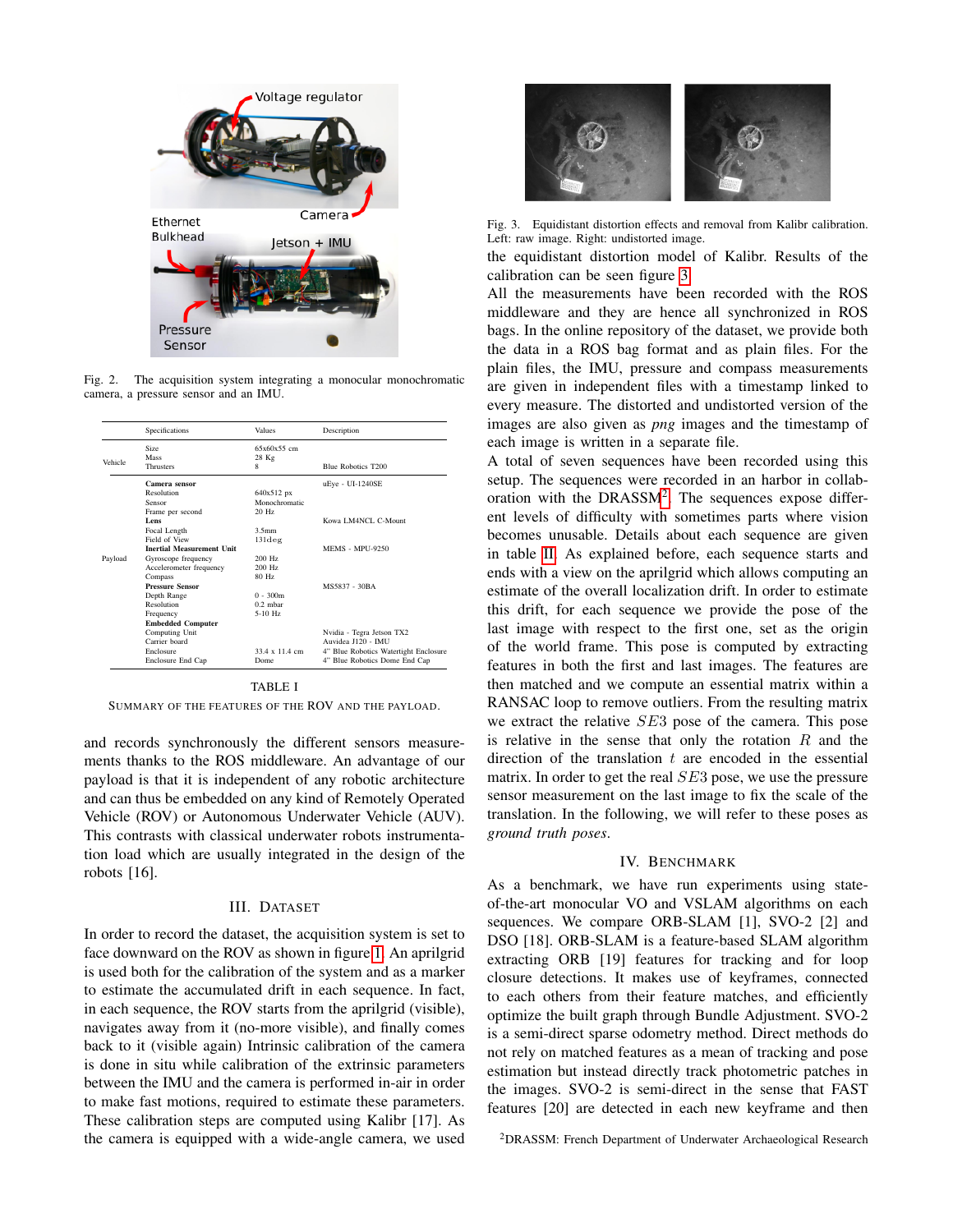Fig. 2. The acquisition system integrating a monocular monochromatic camera, a pressure sensor and an IMU.

| | Specifications | Values | Description |
|---|---|---|---|
| Vehicle | Size | 65x60x55 cm | |
| | Mass | 28 Kg | |
| | Thrusters | 8 | Blue Robotics T200 |
| Payload | **Camera sensor** | | uEye - UI-1240SE |
| | Resolution | 640x512 px | |
| | Sensor | Monochromatic | |
| | Frame per second | 20 Hz | |
| | **Lens** | | Kowa LM4NCL C-Mount |
| | Focal Length | 3.5mm | |
| | Field of View | 131deg | |
| | **Inertial Measurement Unit** | | MEMS - MPU-9250 |
| | Gyroscope frequency | 200 Hz | |
| | Accelerometer frequency | 200 Hz | |
| | Compass | 80 Hz | |
| | **Pressure Sensor** | | MS5837 - 30BA |
| | Depth Range | 0 - 300m | |
| | Resolution | 0.2 mbar | |
| | Frequency | 5-10 Hz | |
| | **Embedded Computer** | | |
| | Computing Unit | | Nvidia - Tegra Jetson TX2 |
| | Carrier board | | Auvidea J120 - IMU |
| | Enclosure | 33.4 x 11.4 cm | 4" Blue Robotics Watertight Enclosure |
| | Enclosure End Cap | Dome | 4" Blue Robotics Dome End Cap |

TABLE I

SUMMARY OF THE FEATURES OF THE ROV AND THE PAYLOAD.

and records synchronously the different sensors measurements thanks to the ROS middleware. An advantage of our payload is that it is independent of any robotic architecture and can thus be embedded on any kind of Remotely Operated Vehicle (ROV) or Autonomous Underwater Vehicle (AUV). This contrasts with classical underwater robots instrumentation load which are usually integrated in the design of the robots [16].

## III. DATASET

In order to record the dataset, the acquisition system is set to face downward on the ROV as shown in figure 1. An aprilgrid is used both for the calibration of the system and as a marker to estimate the accumulated drift in each sequence. In fact, in each sequence, the ROV starts from the aprilgrid (visible), navigates away from it (no-more visible), and finally comes back to it (visible again) Intrinsic calibration of the camera is done in situ while calibration of the extrinsic parameters between the IMU and the camera is performed in-air in order to make fast motions, required to estimate these parameters. These calibration steps are computed using Kalibr [17]. As the camera is equipped with a wide-angle camera, we used the equidistant distortion model of Kalibr. Results of the calibration can be seen figure 3.

Fig. 3. Equidistant distortion effects and removal from Kalibr calibration. Left: raw image. Right: undistorted image.

All the measurements have been recorded with the ROS middleware and they are hence all synchronized in ROS bags. In the online repository of the dataset, we provide both the data in a ROS bag format and as plain files. For the plain files, the IMU, pressure and compass measurements are given in independent files with a timestamp linked to every measure. The distorted and undistorted version of the images are also given as *png* images and the timestamp of each image is written in a separate file.

A total of seven sequences have been recorded using this setup. The sequences were recorded in an harbor in collaboration with the DRASSM[2]. The sequences expose different levels of difficulty with sometimes parts where vision becomes unusable. Details about each sequence are given in table II. As explained before, each sequence starts and ends with a view on the aprilgrid which allows computing an estimate of the overall localization drift. In order to estimate this drift, for each sequence we provide the pose of the last image with respect to the first one, set as the origin of the world frame. This pose is computed by extracting features in both the first and last images. The features are then matched and we compute an essential matrix within a RANSAC loop to remove outliers. From the resulting matrix we extract the relative $SE3$ pose of the camera. This pose is relative in the sense that only the rotation $R$ and the direction of the translation $t$ are encoded in the essential matrix. In order to get the real $SE3$ pose, we use the pressure sensor measurement on the last image to fix the scale of the translation. In the following, we will refer to these poses as *ground truth poses*.

## IV. BENCHMARK

As a benchmark, we have run experiments using state-of-the-art monocular VO and VSLAM algorithms on each sequences. We compare ORB-SLAM [1], SVO-2 [2] and DSO [18]. ORB-SLAM is a feature-based SLAM algorithm extracting ORB [19] features for tracking and for loop closure detections. It makes use of keyframes, connected to each others from their feature matches, and efficiently optimize the built graph through Bundle Adjustment. SVO-2 is a semi-direct sparse odometry method. Direct methods do not rely on matched features as a mean of tracking and pose estimation but instead directly track photometric patches in the images. SVO-2 is semi-direct in the sense that FAST features [20] are detected in each new keyframe and then

[2]DRASSM: French Department of Underwater Archaeological Research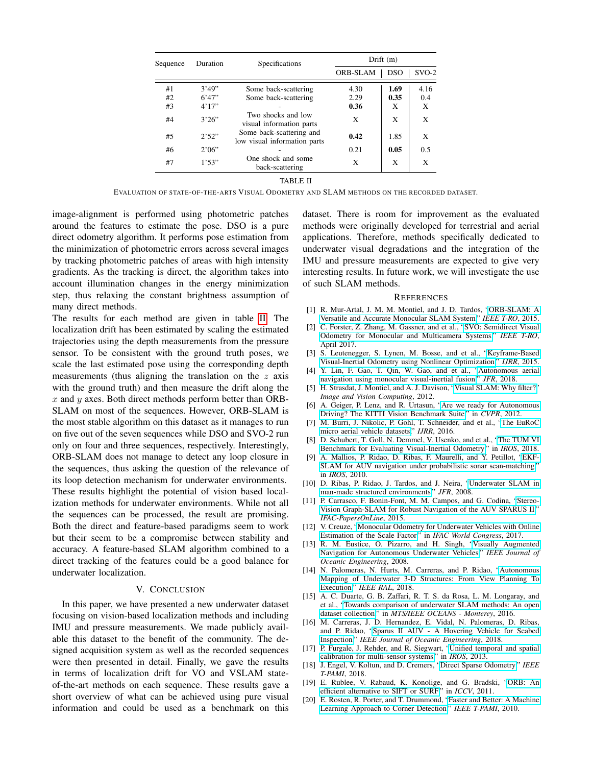| Sequence | Duration | Specifications | Drift (m) | | |
|---|---|---|---|---|---|
| | | | ORB-SLAM | DSO | SVO-2 |
| #1 | 3'49" | Some back-scattering | 4.30 | **1.69** | 4.16 |
| #2 | 6'47" | Some back-scattering | 2.29 | **0.35** | 0.4 |
| #3 | 4'17" | - | **0.36** | X | X |
| #4 | 3'26" | Two shocks and low visual information parts | X | X | X |
| #5 | 2'52" | Some back-scattering and low visual information parts | **0.42** | 1.85 | X |
| #6 | 2'06" | - | 0.21 | **0.05** | 0.5 |
| #7 | 1'53" | One shock and some back-scattering | X | X | X |

TABLE II

EVALUATION OF STATE-OF-THE-ARTS VISUAL ODOMETRY AND SLAM METHODS ON THE RECORDED DATASET.

image-alignment is performed using photometric patches around the features to estimate the pose. DSO is a pure direct odometry algorithm. It performs pose estimation from the minimization of photometric errors across several images by tracking photometric patches of areas with high intensity gradients. As the tracking is direct, the algorithm takes into account illumination changes in the energy minimization step, thus relaxing the constant brightness assumption of many direct methods.

The results for each method are given in table II. The localization drift has been estimated by scaling the estimated trajectories using the depth measurements from the pressure sensor. To be consistent with the ground truth poses, we scale the last estimated pose using the corresponding depth measurements (thus aligning the translation on the $z$ axis with the ground truth) and then measure the drift along the $x$ and $y$ axes. Both direct methods perform better than ORB-SLAM on most of the sequences. However, ORB-SLAM is the most stable algorithm on this dataset as it manages to run on five out of the seven sequences while DSO and SVO-2 run only on four and three sequences, respectively. Interestingly, ORB-SLAM does not manage to detect any loop closure in the sequences, thus asking the question of the relevance of its loop detection mechanism for underwater environments. These results highlight the potential of vision based localization methods for underwater environments. While not all the sequences can be processed, the result are promising. Both the direct and feature-based paradigms seem to work but their seem to be a compromise between stability and accuracy. A feature-based SLAM algorithm combined to a direct tracking of the features could be a good balance for underwater localization.

## V. Conclusion

In this paper, we have presented a new underwater dataset focusing on vision-based localization methods and including IMU and pressure measurements. We made publicly available this dataset to the benefit of the community. The designed acquisition system as well as the recorded sequences were then presented in detail. Finally, we gave the results in terms of localization drift for VO and VSLAM state-of-the-art methods on each sequence. These results gave a short overview of what can be achieved using pure visual information and could be used as a benchmark on this dataset. There is room for improvement as the evaluated methods were originally developed for terrestrial and aerial applications. Therefore, methods specifically dedicated to underwater visual degradations and the integration of the IMU and pressure measurements are expected to give very interesting results. In future work, we will investigate the use of such SLAM methods.

## References

[1] R. Mur-Artal, J. M. M. Montiel, and J. D. Tardos, "ORB-SLAM: A Versatile and Accurate Monocular SLAM System," *IEEE T-RO*, 2015.

[2] C. Forster, Z. Zhang, M. Gassner, and et al., "SVO: Semidirect Visual Odometry for Monocular and Multicamera Systems," *IEEE T-RO*, April 2017.

[3] S. Leutenegger, S. Lynen, M. Bosse, and et al., "Keyframe-Based Visual-Inertial Odometry using Nonlinear Optimization," *IJRR*, 2015.

[4] Y. Lin, F. Gao, T. Qin, W. Gao, and et al., "Autonomous aerial navigation using monocular visual-inertial fusion," *JFR*, 2018.

[5] H. Strasdat, J. Montiel, and A. J. Davison, "Visual SLAM: Why filter?" *Image and Vision Computing*, 2012.

[6] A. Geiger, P. Lenz, and R. Urtasun, "Are we ready for Autonomous Driving? The KITTI Vision Benchmark Suite," in *CVPR*, 2012.

[7] M. Burri, J. Nikolic, P. Gohl, T. Schneider, and et al., "The EuRoC micro aerial vehicle datasets," *IJRR*, 2016.

[8] D. Schubert, T. Goll, N. Demmel, V. Usenko, and et al., "The TUM VI Benchmark for Evaluating Visual-Inertial Odometry," in *IROS*, 2018.

[9] A. Mallios, P. Ridao, D. Ribas, F. Maurelli, and Y. Petillot, "EKF-SLAM for AUV navigation under probabilistic sonar scan-matching," in *IROS*, 2010.

[10] D. Ribas, P. Ridao, J. Tardos, and J. Neira, "Underwater SLAM in man-made structured environments," *JFR*, 2008.

[11] P. Carrasco, F. Bonin-Font, M. M. Campos, and G. Codina, "Stereo-Vision Graph-SLAM for Robust Navigation of the AUV SPARUS II," *IFAC-PapersOnLine*, 2015.

[12] V. Creuze, "Monocular Odometry for Underwater Vehicles with Online Estimation of the Scale Factor," in *IFAC World Congress*, 2017.

[13] R. M. Eustice, O. Pizarro, and H. Singh, "Visually Augmented Navigation for Autonomous Underwater Vehicles," *IEEE Journal of Oceanic Engineering*, 2008.

[14] N. Palomeras, N. Hurts, M. Carreras, and P. Ridao, "Autonomous Mapping of Underwater 3-D Structures: From View Planning To Execution," *IEEE RAL*, 2018.

[15] A. C. Duarte, G. B. Zaffari, R. T. S. da Rosa, L. M. Longaray, and et al., "Towards comparison of underwater SLAM methods: An open dataset collection," in *MTS/IEEE OCEANS - Monterey*, 2016.

[16] M. Carreras, J. D. Hernandez, E. Vidal, N. Palomeras, D. Ribas, and P. Ridao, "Sparus II AUV - A Hovering Vehicle for Seabed Inspection," *IEEE Journal of Oceanic Engineering*, 2018.

[17] P. Furgale, J. Rehder, and R. Siegwart, "Unified temporal and spatial calibration for multi-sensor systems," in *IROS*, 2013.

[18] J. Engel, V. Koltun, and D. Cremers, "Direct Sparse Odometry," *IEEE T-PAMI*, 2018.

[19] E. Rublee, V. Rabaud, K. Konolige, and G. Bradski, "ORB: An efficient alternative to SIFT or SURF," in *ICCV*, 2011.

[20] E. Rosten, R. Porter, and T. Drummond, "Faster and Better: A Machine Learning Approach to Corner Detection," *IEEE T-PAMI*, 2010.